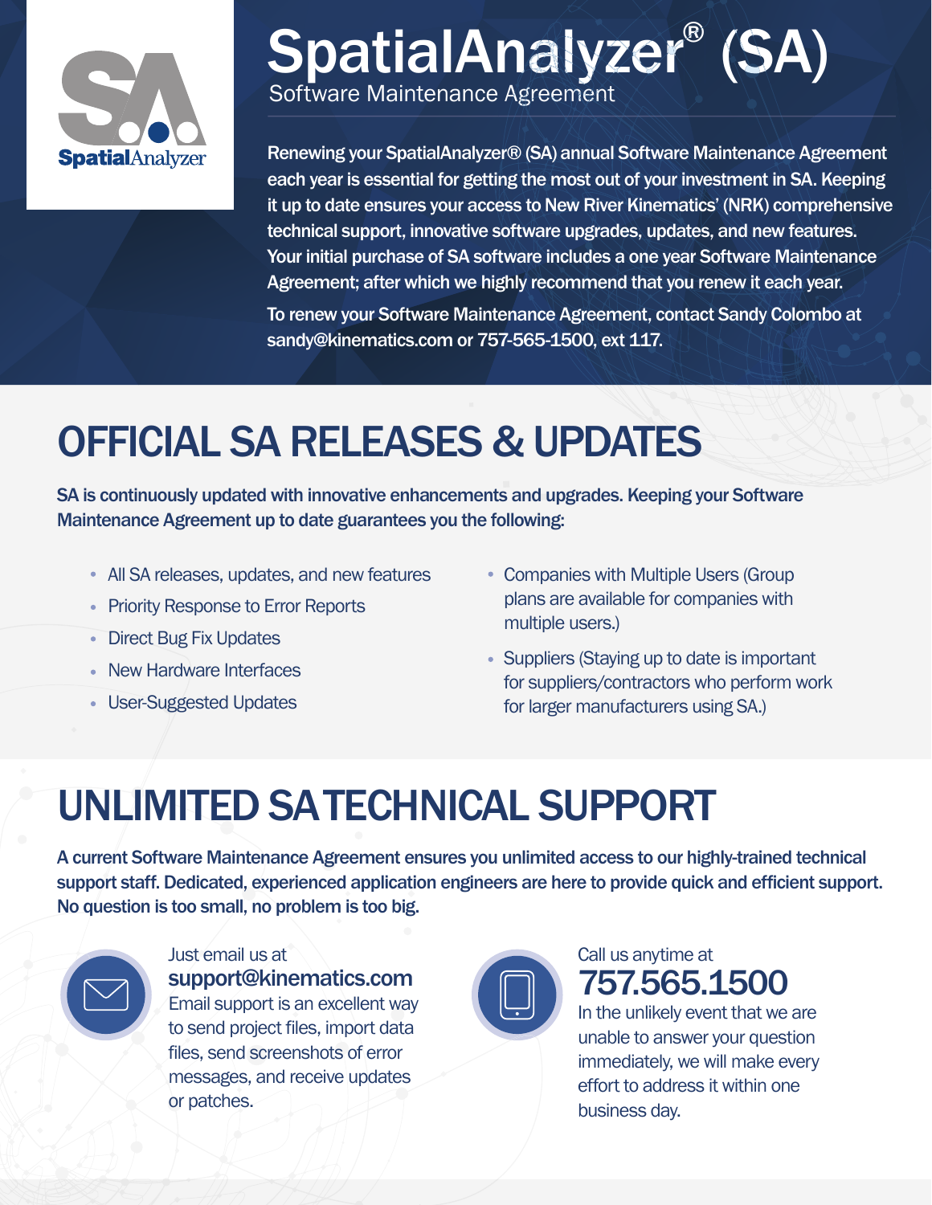# SpatialAnalyzer® (SA)

## Software Maintenance Agreement

Renewing your SpatialAnalyzer® (SA) annual Software Maintenance Agreement each year is essential for getting the most out of your investment in SA. Keeping it up to date ensures your access to New River Kinematics' (NRK) comprehensive technical support, innovative software upgrades, updates, and new features. Your initial purchase of SA software includes a one year Software Maintenance Agreement; after which we highly recommend that you renew it each year.

To renew your Software Maintenance Agreement, contact Sandy Colombo at sandy@kinematics.com or 757-565-1500, ext 117.

## OFFICIAL SA RELEASES & UPDATES

**SA is continuously updated with innovative enhancements and upgrades. Keeping your Software Maintenance Agreement up to date guarantees you the following:**

- All SA releases, updates, and new features
- Priority Response to Error Reports
- Direct Bug Fix Updates
- New Hardware Interfaces
- User-Suggested Updates
- Companies with Multiple Users (Group plans are available for companies with multiple users.)
- Suppliers (Staying up to date is important for suppliers/contractors who perform work for larger manufacturers using SA.)

## UNLIMITED SA TECHNICAL SUPPORT

**A current Software Maintenance Agreement ensures you unlimited access to our highly-trained technical support staff. Dedicated, experienced application engineers are here to provide quick and efficient support. No question is too small, no problem is too big.**

Just email us at
**support@kinematics.com**
Email support is an excellent way to send project files, import data files, send screenshots of error messages, and receive updates or patches.

Call us anytime at
**757.565.1500**
In the unlikely event that we are unable to answer your question immediately, we will make every effort to address it within one business day.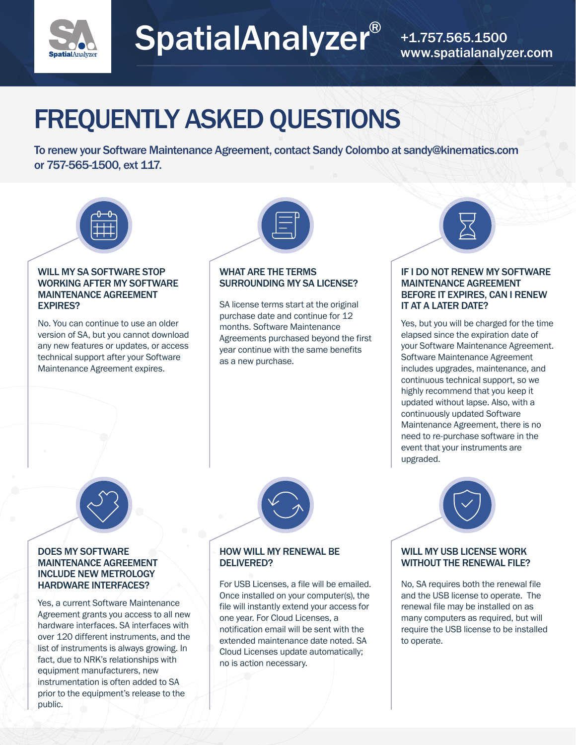# SpatialAnalyzer®

+1.757.565.1500
www.spatialanalyzer.com

# FREQUENTLY ASKED QUESTIONS

**To renew your Software Maintenance Agreement, contact Sandy Colombo at sandy@kinematics.com or 757-565-1500, ext 117.**

### WILL MY SA SOFTWARE STOP WORKING AFTER MY SOFTWARE MAINTENANCE AGREEMENT EXPIRES?

No. You can continue to use an older version of SA, but you cannot download any new features or updates, or access technical support after your Software Maintenance Agreement expires.

### WHAT ARE THE TERMS SURROUNDING MY SA LICENSE?

SA license terms start at the original purchase date and continue for 12 months. Software Maintenance Agreements purchased beyond the first year continue with the same benefits as a new purchase.

### IF I DO NOT RENEW MY SOFTWARE MAINTENANCE AGREEMENT BEFORE IT EXPIRES, CAN I RENEW IT AT A LATER DATE?

Yes, but you will be charged for the time elapsed since the expiration date of your Software Maintenance Agreement. Software Maintenance Agreement includes upgrades, maintenance, and continuous technical support, so we highly recommend that you keep it updated without lapse. Also, with a continuously updated Software Maintenance Agreement, there is no need to re-purchase software in the event that your instruments are upgraded.

### DOES MY SOFTWARE MAINTENANCE AGREEMENT INCLUDE NEW METROLOGY HARDWARE INTERFACES?

Yes, a current Software Maintenance Agreement grants you access to all new hardware interfaces. SA interfaces with over 120 different instruments, and the list of instruments is always growing. In fact, due to NRK's relationships with equipment manufacturers, new instrumentation is often added to SA prior to the equipment's release to the public.

### HOW WILL MY RENEWAL BE DELIVERED?

For USB Licenses, a file will be emailed. Once installed on your computer(s), the file will instantly extend your access for one year. For Cloud Licenses, a notification email will be sent with the extended maintenance date noted. SA Cloud Licenses update automatically; no is action necessary.

### WILL MY USB LICENSE WORK WITHOUT THE RENEWAL FILE?

No, SA requires both the renewal file and the USB license to operate. The renewal file may be installed on as many computers as required, but will require the USB license to be installed to operate.